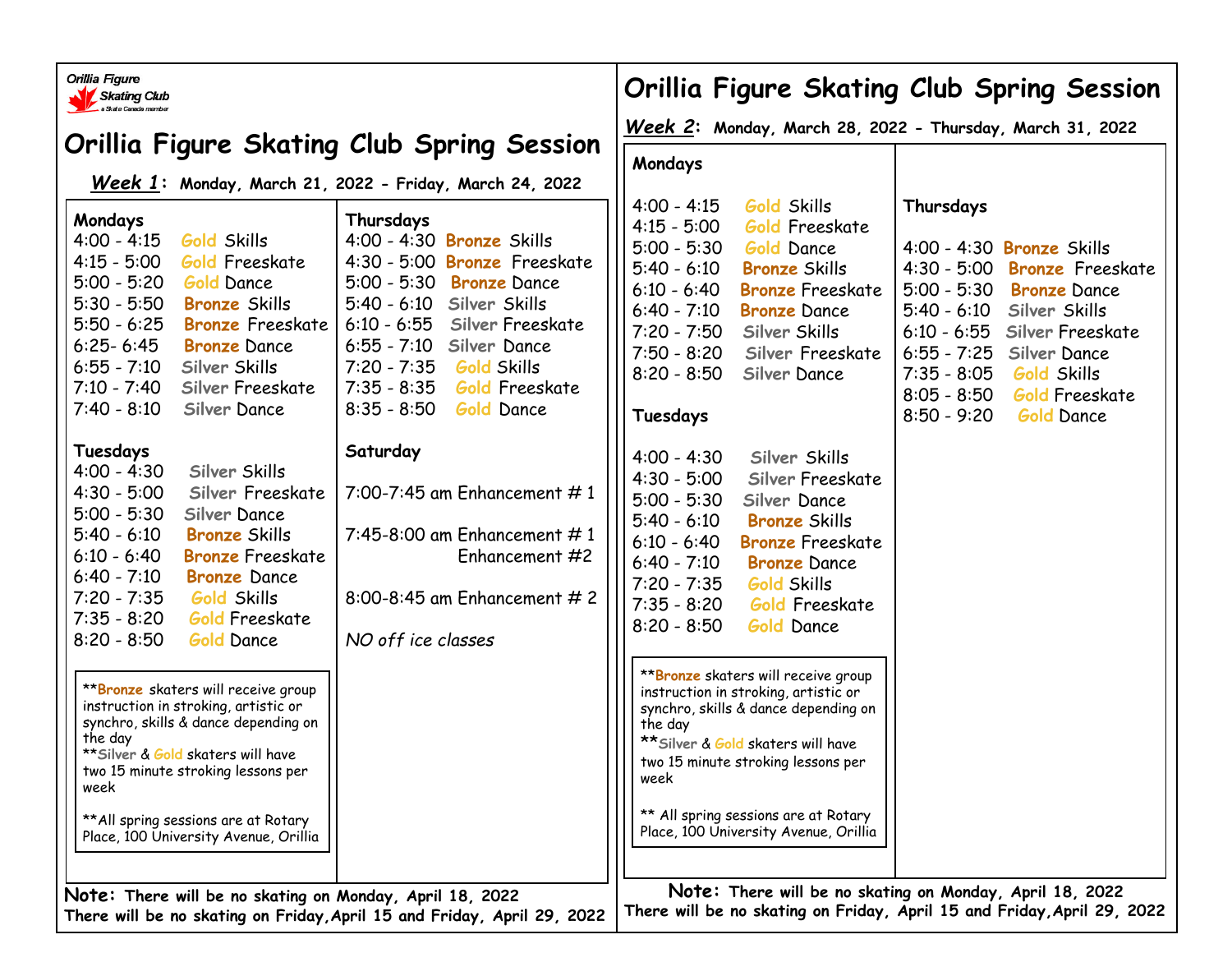Orillia Figure Skating Club
a Skate Canada member

# Orillia Figure Skating Club Spring Session

***Week 1*: Monday, March 21, 2022 - Friday, March 24, 2022**

**Mondays**

4:00 - 4:15 Gold Skills
4:15 - 5:00 Gold Freeskate
5:00 - 5:20 Gold Dance
5:30 - 5:50 **Bronze** Skills
5:50 - 6:25 **Bronze** Freeskate
6:25- 6:45 **Bronze** Dance
6:55 - 7:10 Silver Skills
7:10 - 7:40 Silver Freeskate
7:40 - 8:10 Silver Dance

**Tuesdays**

4:00 - 4:30 Silver Skills
4:30 - 5:00 Silver Freeskate
5:00 - 5:30 Silver Dance
5:40 - 6:10 **Bronze** Skills
6:10 - 6:40 **Bronze** Freeskate
6:40 - 7:10 **Bronze** Dance
7:20 - 7:35 Gold Skills
7:35 - 8:20 Gold Freeskate
8:20 - 8:50 Gold Dance

\*\***Bronze** skaters will receive group instruction in stroking, artistic or synchro, skills & dance depending on the day
\*\*Silver & Gold skaters will have two 15 minute stroking lessons per week

\*\*All spring sessions are at Rotary Place, 100 University Avenue, Orillia

**Thursdays**

4:00 - 4:30 **Bronze** Skills
4:30 - 5:00 **Bronze** Freeskate
5:00 - 5:30 **Bronze** Dance
5:40 - 6:10 Silver Skills
6:10 - 6:55 Silver Freeskate
6:55 - 7:10 Silver Dance
7:20 - 7:35 Gold Skills
7:35 - 8:35 Gold Freeskate
8:35 - 8:50 Gold Dance

**Saturday**

7:00-7:45 am Enhancement # 1

7:45-8:00 am Enhancement # 1
Enhancement #2

8:00-8:45 am Enhancement # 2

*NO off ice classes*

**Note: There will be no skating on Monday, April 18, 2022**
**There will be no skating on Friday, April 15 and Friday, April 29, 2022**

# Orillia Figure Skating Club Spring Session

***Week 2*: Monday, March 28, 2022 - Thursday, March 31, 2022**

**Mondays**

4:00 - 4:15 Gold Skills
4:15 - 5:00 Gold Freeskate
5:00 - 5:30 Gold Dance
5:40 - 6:10 **Bronze** Skills
6:10 - 6:40 **Bronze** Freeskate
6:40 - 7:10 **Bronze** Dance
7:20 - 7:50 Silver Skills
7:50 - 8:20 Silver Freeskate
8:20 - 8:50 Silver Dance

**Tuesdays**

4:00 - 4:30 Silver Skills
4:30 - 5:00 Silver Freeskate
5:00 - 5:30 Silver Dance
5:40 - 6:10 **Bronze** Skills
6:10 - 6:40 **Bronze** Freeskate
6:40 - 7:10 **Bronze** Dance
7:20 - 7:35 Gold Skills
7:35 - 8:20 Gold Freeskate
8:20 - 8:50 Gold Dance

\*\***Bronze** skaters will receive group instruction in stroking, artistic or synchro, skills & dance depending on the day
\*\*Silver & Gold skaters will have two 15 minute stroking lessons per week

\*\* All spring sessions are at Rotary Place, 100 University Avenue, Orillia

**Thursdays**

4:00 - 4:30 **Bronze** Skills
4:30 - 5:00 **Bronze** Freeskate
5:00 - 5:30 **Bronze** Dance
5:40 - 6:10 Silver Skills
6:10 - 6:55 Silver Freeskate
6:55 - 7:25 Silver Dance
7:35 - 8:05 Gold Skills
8:05 - 8:50 Gold Freeskate
8:50 - 9:20 Gold Dance

**Note: There will be no skating on Monday, April 18, 2022**
**There will be no skating on Friday, April 15 and Friday, April 29, 2022**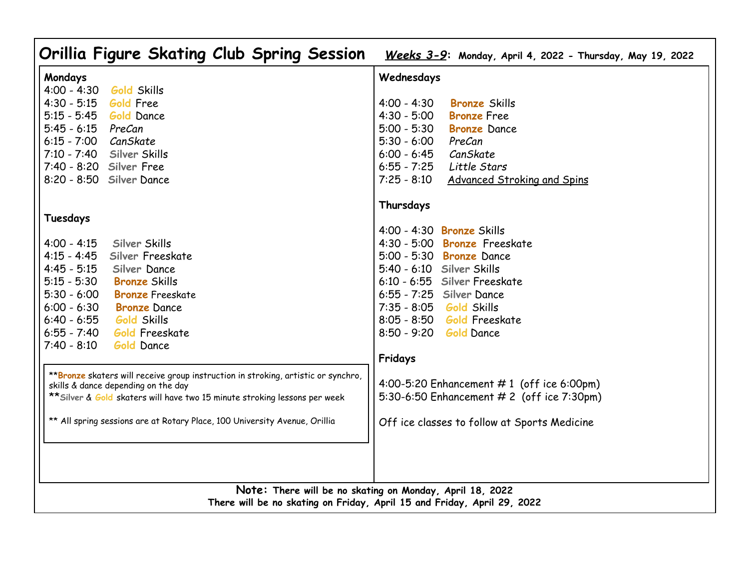# Orillia Figure Skating Club Spring Session

***Weeks 3-9*: Monday, April 4, 2022 - Thursday, May 19, 2022**

**Mondays**

4:00 - 4:30 Gold Skills
4:30 - 5:15 Gold Free
5:15 - 5:45 Gold Dance
5:45 - 6:15 *PreCan*
6:15 - 7:00 *CanSkate*
7:10 - 7:40 Silver Skills
7:40 - 8:20 Silver Free
8:20 - 8:50 Silver Dance

**Tuesdays**

4:00 - 4:15 Silver Skills
4:15 - 4:45 Silver Freeskate
4:45 - 5:15 Silver Dance
5:15 - 5:30 Bronze Skills
5:30 - 6:00 Bronze Freeskate
6:00 - 6:30 Bronze Dance
6:40 - 6:55 Gold Skills
6:55 - 7:40 Gold Freeskate
7:40 - 8:10 Gold Dance

**Bronze skaters will receive group instruction in stroking, artistic or synchro, skills & dance depending on the day
**Silver & Gold skaters will have two 15 minute stroking lessons per week

** All spring sessions are at Rotary Place, 100 University Avenue, Orillia

**Wednesdays**

4:00 - 4:30 Bronze Skills
4:30 - 5:00 Bronze Free
5:00 - 5:30 Bronze Dance
5:30 - 6:00 *PreCan*
6:00 - 6:45 *CanSkate*
6:55 - 7:25 *Little Stars*
7:25 - 8:10 Advanced Stroking and Spins

**Thursdays**

4:00 - 4:30 Bronze Skills
4:30 - 5:00 Bronze Freeskate
5:00 - 5:30 Bronze Dance
5:40 - 6:10 Silver Skills
6:10 - 6:55 Silver Freeskate
6:55 - 7:25 Silver Dance
7:35 - 8:05 Gold Skills
8:05 - 8:50 Gold Freeskate
8:50 - 9:20 Gold Dance

**Fridays**

4:00-5:20 Enhancement # 1 (off ice 6:00pm)
5:30-6:50 Enhancement # 2 (off ice 7:30pm)

Off ice classes to follow at Sports Medicine

**Note: There will be no skating on Monday, April 18, 2022**
**There will be no skating on Friday, April 15 and Friday, April 29, 2022**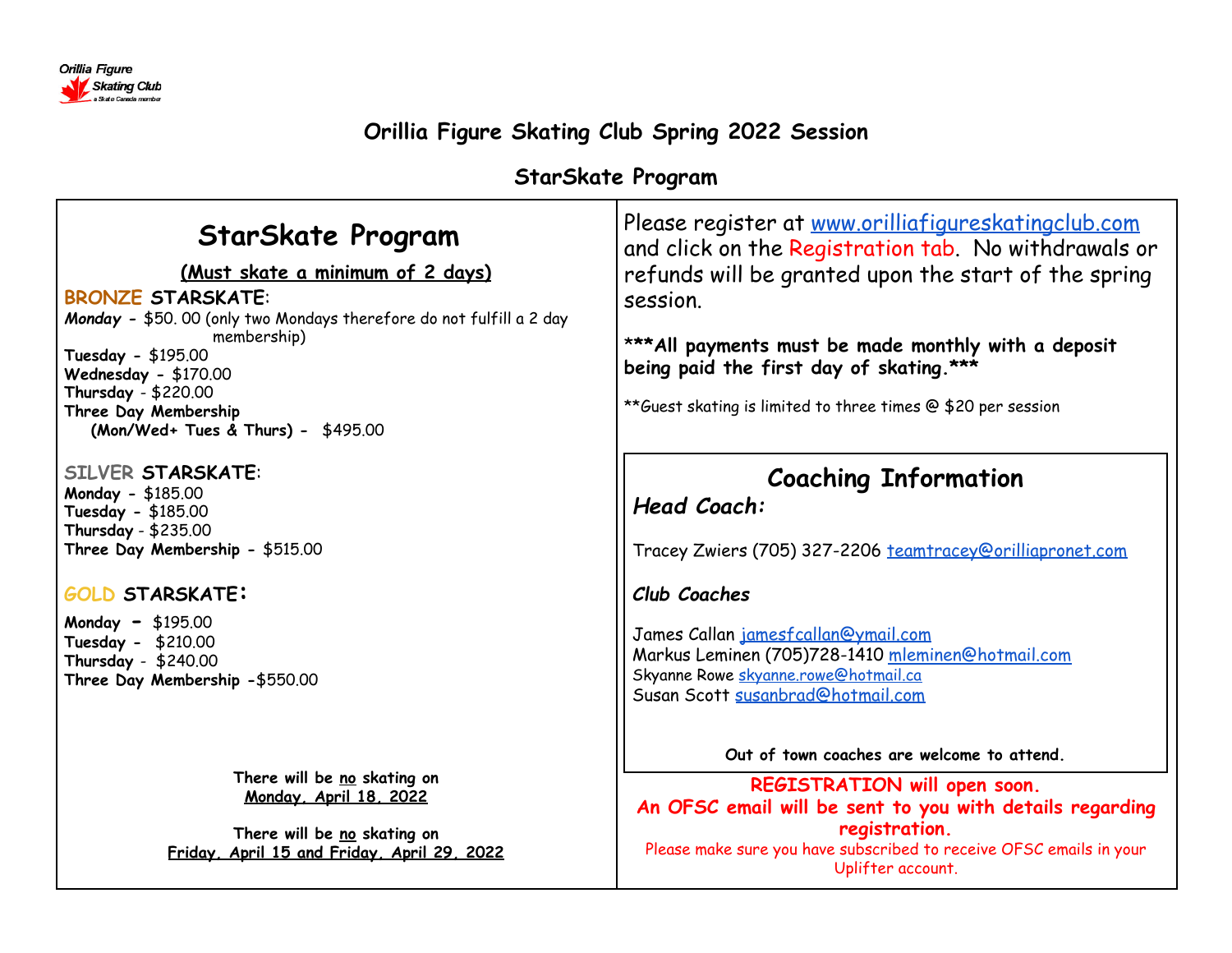Orillia Figure Skating Club
a Skate Canada member

# Orillia Figure Skating Club Spring 2022 Session

## StarSkate Program

## StarSkate Program

**(Must skate a minimum of 2 days)**

**BRONZE STARSKATE:**

***Monday*** **-** $50. 00 (only two Mondays therefore do not fulfill a 2 day membership)
**Tuesday -** $195.00
**Wednesday -** $170.00
**Thursday** - $220.00
**Three Day Membership**
**(Mon/Wed+ Tues & Thurs) -** $495.00

**SILVER STARSKATE:**

**Monday -** $185.00
**Tuesday -** $185.00
**Thursday** - $235.00
**Three Day Membership -** $515.00

**GOLD STARSKATE:**

**Monday -** $195.00
**Tuesday -** $210.00
**Thursday** - $240.00
**Three Day Membership -**$550.00

**There will be no skating on Monday, April 18, 2022**

**There will be no skating on Friday, April 15 and Friday, April 29, 2022**

Please register at www.orilliafigureskatingclub.com and click on the Registration tab. No withdrawals or refunds will be granted upon the start of the spring session.

**\*\*\*All payments must be made monthly with a deposit being paid the first day of skating.\*\*\***

\*\*Guest skating is limited to three times @ $20 per session

### Coaching Information

***Head Coach:***

Tracey Zwiers (705) 327-2206 teamtracey@orilliapronet.com

***Club Coaches***

James Callan jamesfcallan@ymail.com
Markus Leminen (705)728-1410 mleminen@hotmail.com
Skyanne Rowe skyanne.rowe@hotmail.ca
Susan Scott susanbrad@hotmail.com

**Out of town coaches are welcome to attend.**

**REGISTRATION will open soon.**
**An OFSC email will be sent to you with details regarding registration.**
Please make sure you have subscribed to receive OFSC emails in your Uplifter account.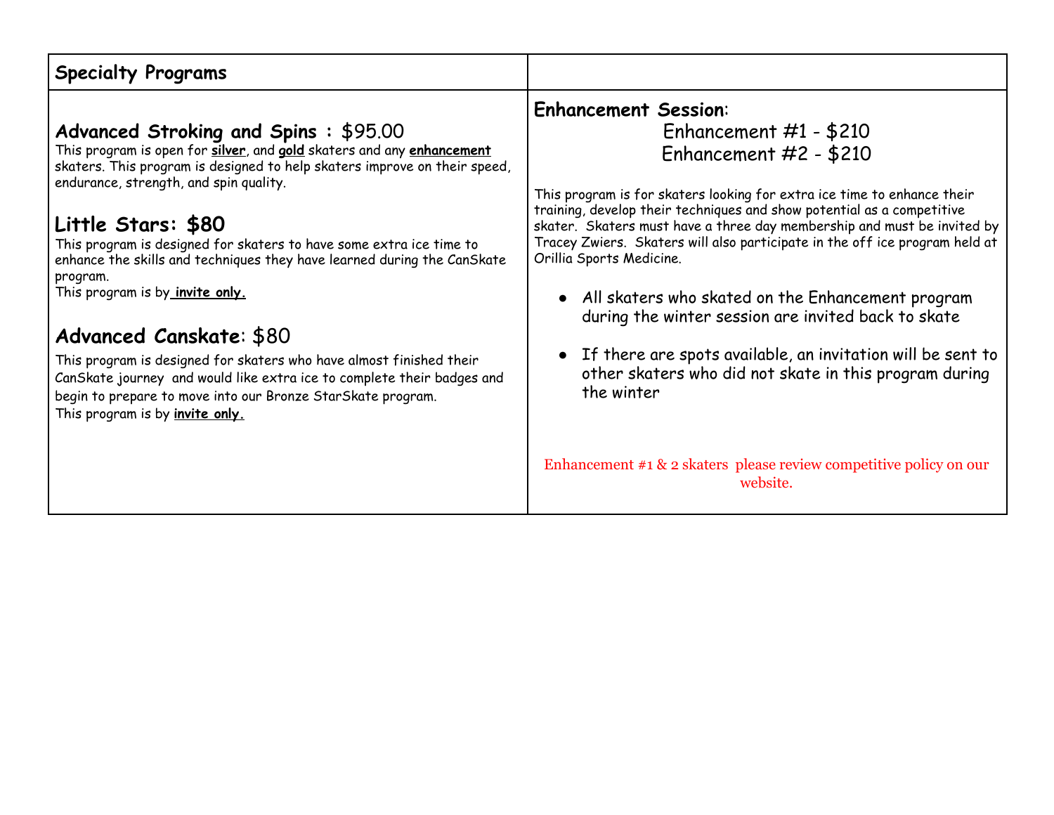## Specialty Programs

### Advanced Stroking and Spins : $95.00

This program is open for **silver**, and **gold** skaters and any **enhancement** skaters. This program is designed to help skaters improve on their speed, endurance, strength, and spin quality.

### Little Stars: $80

This program is designed for skaters to have some extra ice time to enhance the skills and techniques they have learned during the CanSkate program.
This program is by **invite only.**

### Advanced Canskate: $80

This program is designed for skaters who have almost finished their CanSkate journey and would like extra ice to complete their badges and begin to prepare to move into our Bronze StarSkate program.
This program is by **invite only.**

### Enhancement Session:

Enhancement #1 - $210
Enhancement #2 - $210

This program is for skaters looking for extra ice time to enhance their training, develop their techniques and show potential as a competitive skater. Skaters must have a three day membership and must be invited by Tracey Zwiers. Skaters will also participate in the off ice program held at Orillia Sports Medicine.

- All skaters who skated on the Enhancement program during the winter session are invited back to skate
- If there are spots available, an invitation will be sent to other skaters who did not skate in this program during the winter

Enhancement #1 & 2 skaters please review competitive policy on our website.